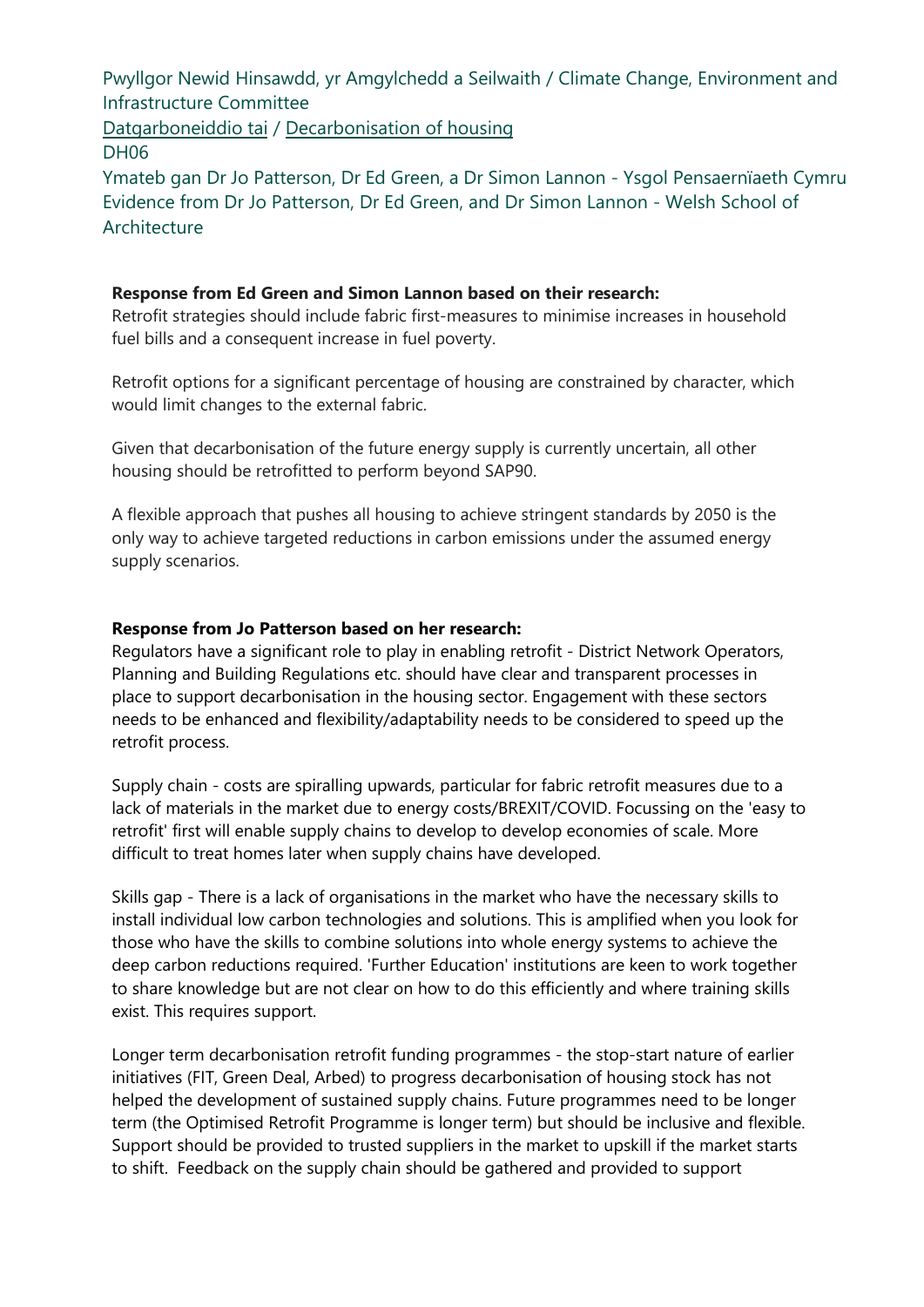Pwyllgor Newid Hinsawdd, yr Amgylchedd a Seilwaith / Climate Change, Environment and Infrastructure Committee

Datgarboneiddio tai / Decarbonisation of housing

DH06

Ymateb gan Dr Jo Patterson, Dr Ed Green, a Dr Simon Lannon - Ysgol Pensaernïaeth Cymru

Evidence from Dr Jo Patterson, Dr Ed Green, and Dr Simon Lannon - Welsh School of Architecture

**Response from Ed Green and Simon Lannon based on their research:**

Retrofit strategies should include fabric first-measures to minimise increases in household fuel bills and a consequent increase in fuel poverty.

Retrofit options for a significant percentage of housing are constrained by character, which would limit changes to the external fabric.

Given that decarbonisation of the future energy supply is currently uncertain, all other housing should be retrofitted to perform beyond SAP90.

A flexible approach that pushes all housing to achieve stringent standards by 2050 is the only way to achieve targeted reductions in carbon emissions under the assumed energy supply scenarios.

**Response from Jo Patterson based on her research:**

Regulators have a significant role to play in enabling retrofit - District Network Operators, Planning and Building Regulations etc. should have clear and transparent processes in place to support decarbonisation in the housing sector. Engagement with these sectors needs to be enhanced and flexibility/adaptability needs to be considered to speed up the retrofit process.

Supply chain - costs are spiralling upwards, particular for fabric retrofit measures due to a lack of materials in the market due to energy costs/BREXIT/COVID. Focussing on the 'easy to retrofit' first will enable supply chains to develop to develop economies of scale. More difficult to treat homes later when supply chains have developed.

Skills gap - There is a lack of organisations in the market who have the necessary skills to install individual low carbon technologies and solutions. This is amplified when you look for those who have the skills to combine solutions into whole energy systems to achieve the deep carbon reductions required. 'Further Education' institutions are keen to work together to share knowledge but are not clear on how to do this efficiently and where training skills exist. This requires support.

Longer term decarbonisation retrofit funding programmes - the stop-start nature of earlier initiatives (FIT, Green Deal, Arbed) to progress decarbonisation of housing stock has not helped the development of sustained supply chains. Future programmes need to be longer term (the Optimised Retrofit Programme is longer term) but should be inclusive and flexible. Support should be provided to trusted suppliers in the market to upskill if the market starts to shift. Feedback on the supply chain should be gathered and provided to support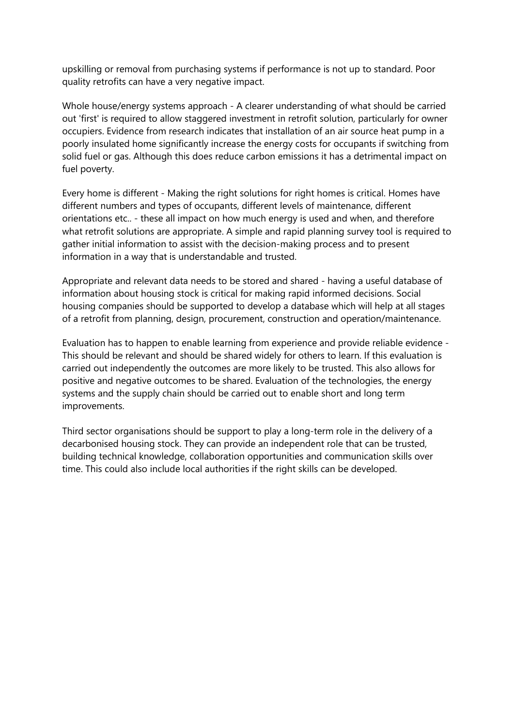upskilling or removal from purchasing systems if performance is not up to standard. Poor quality retrofits can have a very negative impact.

Whole house/energy systems approach - A clearer understanding of what should be carried out 'first' is required to allow staggered investment in retrofit solution, particularly for owner occupiers. Evidence from research indicates that installation of an air source heat pump in a poorly insulated home significantly increase the energy costs for occupants if switching from solid fuel or gas. Although this does reduce carbon emissions it has a detrimental impact on fuel poverty.

Every home is different - Making the right solutions for right homes is critical. Homes have different numbers and types of occupants, different levels of maintenance, different orientations etc.. - these all impact on how much energy is used and when, and therefore what retrofit solutions are appropriate. A simple and rapid planning survey tool is required to gather initial information to assist with the decision-making process and to present information in a way that is understandable and trusted.

Appropriate and relevant data needs to be stored and shared - having a useful database of information about housing stock is critical for making rapid informed decisions. Social housing companies should be supported to develop a database which will help at all stages of a retrofit from planning, design, procurement, construction and operation/maintenance.

Evaluation has to happen to enable learning from experience and provide reliable evidence - This should be relevant and should be shared widely for others to learn. If this evaluation is carried out independently the outcomes are more likely to be trusted. This also allows for positive and negative outcomes to be shared. Evaluation of the technologies, the energy systems and the supply chain should be carried out to enable short and long term improvements.

Third sector organisations should be support to play a long-term role in the delivery of a decarbonised housing stock. They can provide an independent role that can be trusted, building technical knowledge, collaboration opportunities and communication skills over time. This could also include local authorities if the right skills can be developed.